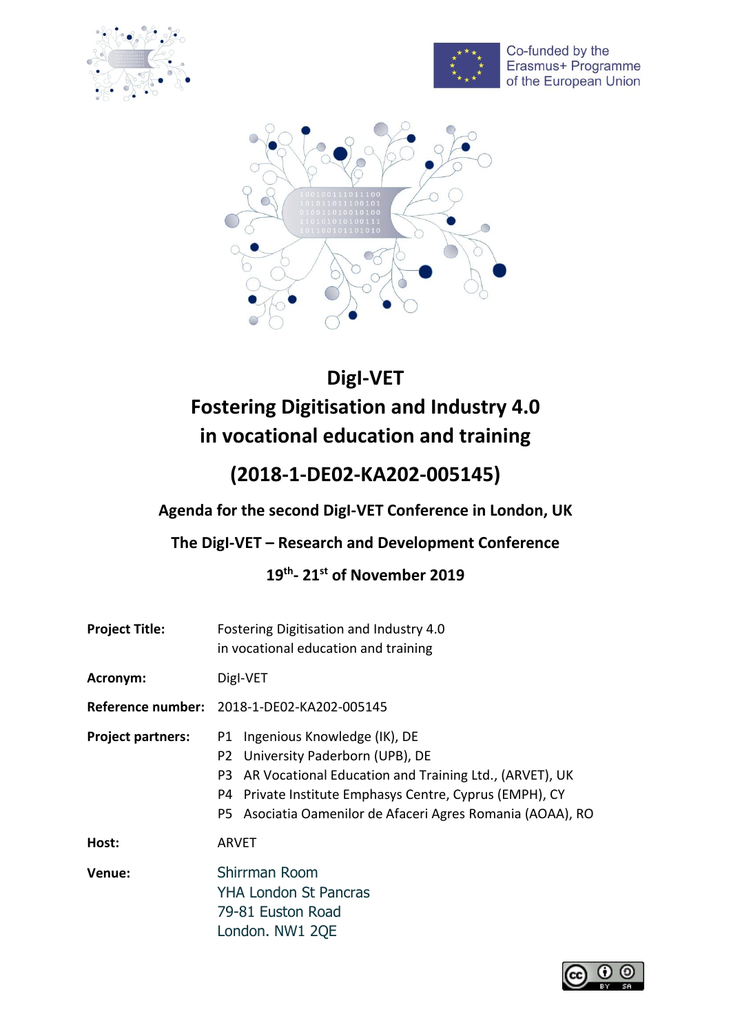Co-funded by the Erasmus+ Programme of the European Union

# DigI-VET
# Fostering Digitisation and Industry 4.0 in vocational education and training

## (2018-1-DE02-KA202-005145)

### Agenda for the second DigI-VET Conference in London, UK

### The DigI-VET – Research and Development Conference

### 19th- 21st of November 2019

| | |
|---|---|
| **Project Title:** | Fostering Digitisation and Industry 4.0<br>in vocational education and training |
| **Acronym:** | DigI-VET |
| **Reference number:** | 2018-1-DE02-KA202-005145 |
| **Project partners:** | P1 Ingenious Knowledge (IK), DE<br>P2 University Paderborn (UPB), DE<br>P3 AR Vocational Education and Training Ltd., (ARVET), UK<br>P4 Private Institute Emphasys Centre, Cyprus (EMPH), CY<br>P5 Asociatia Oamenilor de Afaceri Agres Romania (AOAA), RO |
| **Host:** | ARVET |
| **Venue:** | Shirrman Room<br>YHA London St Pancras<br>79-81 Euston Road<br>London. NW1 2QE |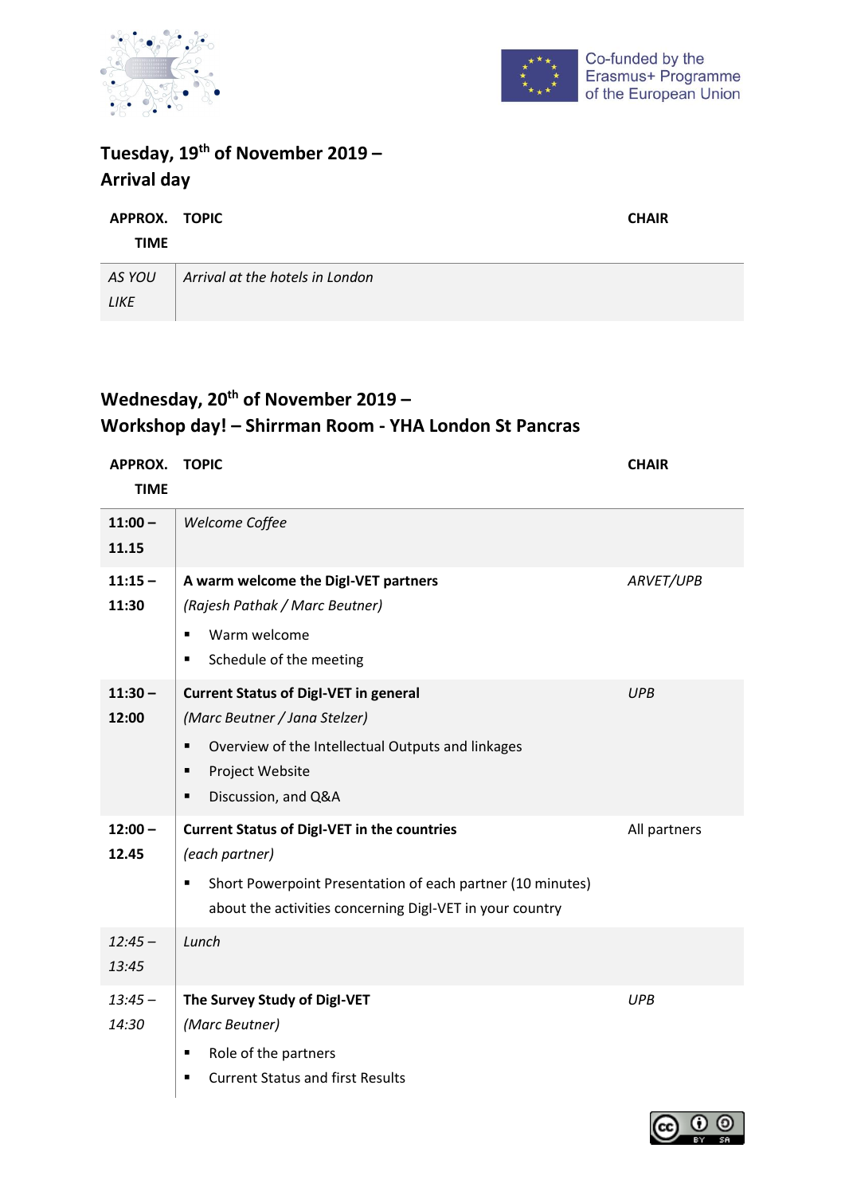Co-funded by the Erasmus+ Programme of the European Union

## Tuesday, 19th of November 2019 – Arrival day

| APPROX. TIME | TOPIC | CHAIR |
|---|---|---|
| *AS YOU LIKE* | *Arrival at the hotels in London* | |

## Wednesday, 20th of November 2019 – Workshop day! – Shirrman Room - YHA London St Pancras

| APPROX. TIME | TOPIC | CHAIR |
|---|---|---|
| **11:00 – 11.15** | *Welcome Coffee* | |
| **11:15 – 11:30** | **A warm welcome the DigI-VET partners**<br>*(Rajesh Pathak / Marc Beutner)*<br>▪ Warm welcome<br>▪ Schedule of the meeting | *ARVET/UPB* |
| **11:30 – 12:00** | **Current Status of DigI-VET in general**<br>*(Marc Beutner / Jana Stelzer)*<br>▪ Overview of the Intellectual Outputs and linkages<br>▪ Project Website<br>▪ Discussion, and Q&A | *UPB* |
| **12:00 – 12.45** | **Current Status of DigI-VET in the countries**<br>*(each partner)*<br>▪ Short Powerpoint Presentation of each partner (10 minutes) about the activities concerning DigI-VET in your country | All partners |
| *12:45 – 13:45* | *Lunch* | |
| *13:45 – 14:30* | **The Survey Study of DigI-VET**<br>*(Marc Beutner)*<br>▪ Role of the partners<br>▪ Current Status and first Results | *UPB* |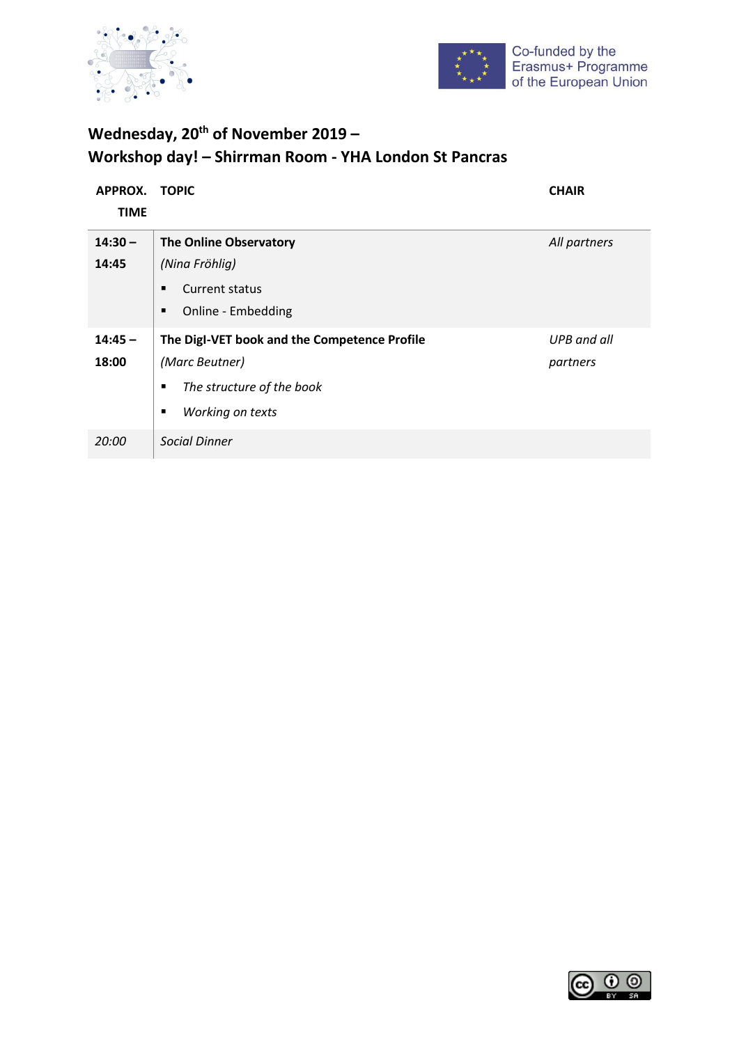## Wednesday, 20th of November 2019 –
## Workshop day! – Shirrman Room - YHA London St Pancras

| APPROX. TIME | TOPIC | CHAIR |
|---|---|---|
| **14:30 – 14:45** | **The Online Observatory**<br>*(Nina Fröhlig)*<br>▪ Current status<br>▪ Online - Embedding | *All partners* |
| **14:45 – 18:00** | **The DigI-VET book and the Competence Profile**<br>*(Marc Beutner)*<br>▪ *The structure of the book*<br>▪ *Working on texts* | *UPB and all partners* |
| *20:00* | *Social Dinner* | |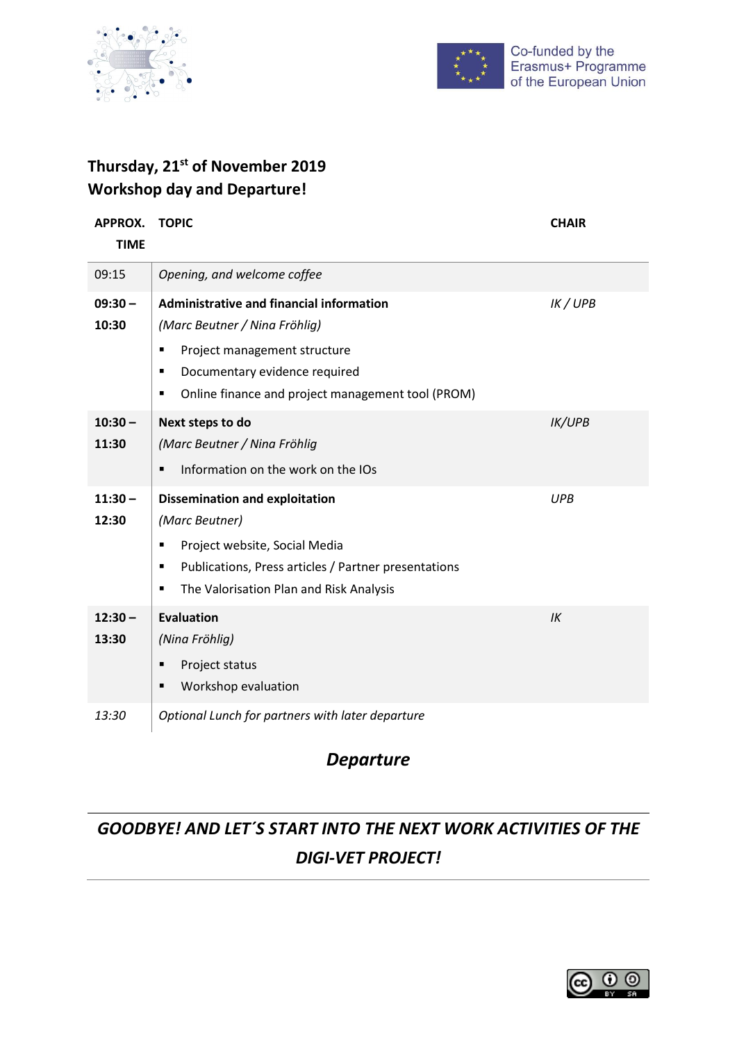## Thursday, 21st of November 2019
## Workshop day and Departure!

| APPROX. TIME | TOPIC | CHAIR |
|---|---|---|
| 09:15 | *Opening, and welcome coffee* | |
| **09:30 – 10:30** | **Administrative and financial information**<br>*(Marc Beutner / Nina Fröhlig)*<br>▪ Project management structure<br>▪ Documentary evidence required<br>▪ Online finance and project management tool (PROM) | *IK / UPB* |
| **10:30 – 11:30** | **Next steps to do**<br>*(Marc Beutner / Nina Fröhlig)*<br>▪ Information on the work on the IOs | *IK/UPB* |
| **11:30 – 12:30** | **Dissemination and exploitation**<br>*(Marc Beutner)*<br>▪ Project website, Social Media<br>▪ Publications, Press articles / Partner presentations<br>▪ The Valorisation Plan and Risk Analysis | *UPB* |
| **12:30 – 13:30** | **Evaluation**<br>*(Nina Fröhlig)*<br>▪ Project status<br>▪ Workshop evaluation | *IK* |
| *13:30* | *Optional Lunch for partners with later departure* | |

***Departure***

***GOODBYE! AND LET´S START INTO THE NEXT WORK ACTIVITIES OF THE DIGI-VET PROJECT!***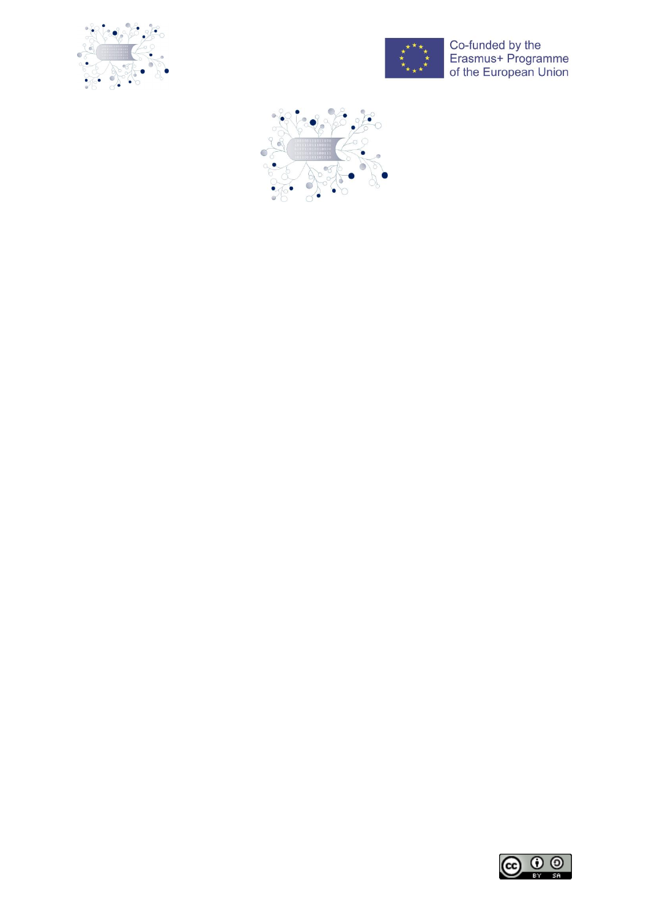Co-funded by the
Erasmus+ Programme
of the European Union